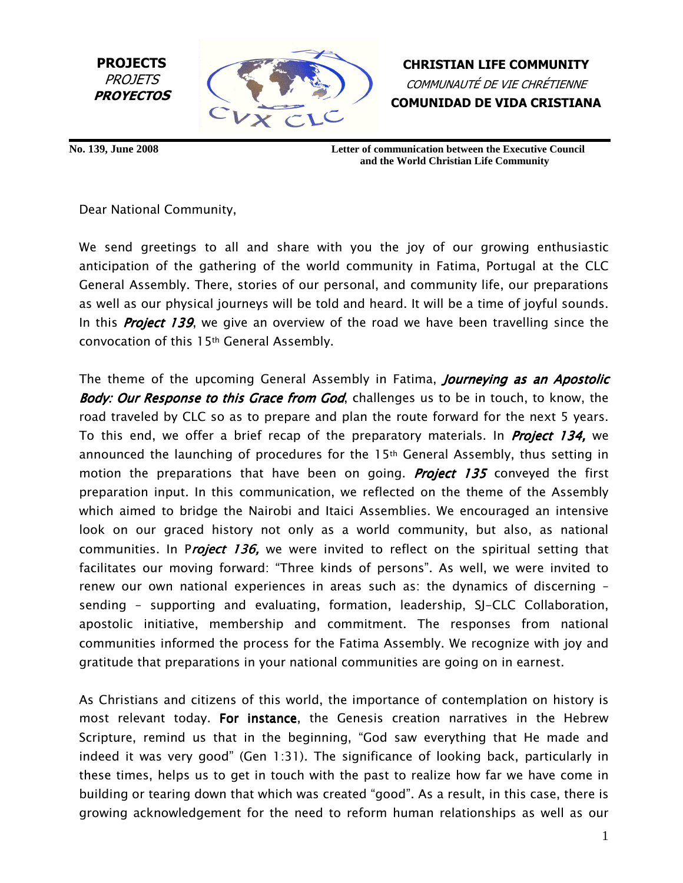**PROJECTS**
*PROJETS*
***PROYECTOS***

**CHRISTIAN LIFE COMMUNITY**
*COMMUNAUTÉ DE VIE CHRÉTIENNE*
**COMUNIDAD DE VIDA CRISTIANA**

**No. 139, June 2008**

**Letter of communication between the Executive Council and the World Christian Life Community**

Dear National Community,

We send greetings to all and share with you the joy of our growing enthusiastic anticipation of the gathering of the world community in Fatima, Portugal at the CLC General Assembly. There, stories of our personal, and community life, our preparations as well as our physical journeys will be told and heard. It will be a time of joyful sounds. In this ***Project 139***, we give an overview of the road we have been travelling since the convocation of this 15th General Assembly.

The theme of the upcoming General Assembly in Fatima, ***Journeying as an Apostolic Body: Our Response to this Grace from God***, challenges us to be in touch, to know, the road traveled by CLC so as to prepare and plan the route forward for the next 5 years. To this end, we offer a brief recap of the preparatory materials. In ***Project 134,*** we announced the launching of procedures for the 15th General Assembly, thus setting in motion the preparations that have been on going. ***Project 135*** conveyed the first preparation input. In this communication, we reflected on the theme of the Assembly which aimed to bridge the Nairobi and Itaici Assemblies. We encouraged an intensive look on our graced history not only as a world community, but also, as national communities. In P***roject 136,*** we were invited to reflect on the spiritual setting that facilitates our moving forward: "Three kinds of persons". As well, we were invited to renew our own national experiences in areas such as: the dynamics of discerning – sending – supporting and evaluating, formation, leadership, SJ-CLC Collaboration, apostolic initiative, membership and commitment. The responses from national communities informed the process for the Fatima Assembly. We recognize with joy and gratitude that preparations in your national communities are going on in earnest.

As Christians and citizens of this world, the importance of contemplation on history is most relevant today. **For instance**, the Genesis creation narratives in the Hebrew Scripture, remind us that in the beginning, "God saw everything that He made and indeed it was very good" (Gen 1:31). The significance of looking back, particularly in these times, helps us to get in touch with the past to realize how far we have come in building or tearing down that which was created "good". As a result, in this case, there is growing acknowledgement for the need to reform human relationships as well as our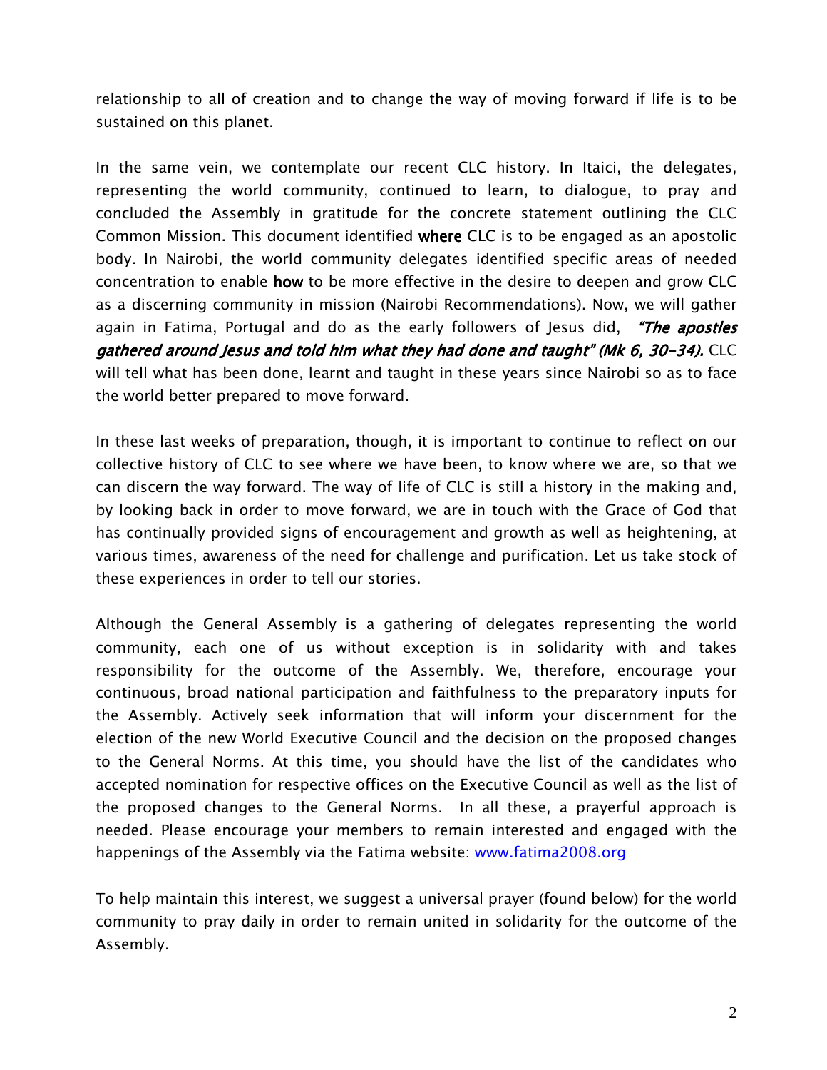relationship to all of creation and to change the way of moving forward if life is to be sustained on this planet.

In the same vein, we contemplate our recent CLC history. In Itaici, the delegates, representing the world community, continued to learn, to dialogue, to pray and concluded the Assembly in gratitude for the concrete statement outlining the CLC Common Mission. This document identified **where** CLC is to be engaged as an apostolic body. In Nairobi, the world community delegates identified specific areas of needed concentration to enable **how** to be more effective in the desire to deepen and grow CLC as a discerning community in mission (Nairobi Recommendations). Now, we will gather again in Fatima, Portugal and do as the early followers of Jesus did, ***"The apostles gathered around Jesus and told him what they had done and taught" (Mk 6, 30-34).*** CLC will tell what has been done, learnt and taught in these years since Nairobi so as to face the world better prepared to move forward.

In these last weeks of preparation, though, it is important to continue to reflect on our collective history of CLC to see where we have been, to know where we are, so that we can discern the way forward. The way of life of CLC is still a history in the making and, by looking back in order to move forward, we are in touch with the Grace of God that has continually provided signs of encouragement and growth as well as heightening, at various times, awareness of the need for challenge and purification. Let us take stock of these experiences in order to tell our stories.

Although the General Assembly is a gathering of delegates representing the world community, each one of us without exception is in solidarity with and takes responsibility for the outcome of the Assembly. We, therefore, encourage your continuous, broad national participation and faithfulness to the preparatory inputs for the Assembly. Actively seek information that will inform your discernment for the election of the new World Executive Council and the decision on the proposed changes to the General Norms. At this time, you should have the list of the candidates who accepted nomination for respective offices on the Executive Council as well as the list of the proposed changes to the General Norms. In all these, a prayerful approach is needed. Please encourage your members to remain interested and engaged with the happenings of the Assembly via the Fatima website: [www.fatima2008.org](http://www.fatima2008.org)

To help maintain this interest, we suggest a universal prayer (found below) for the world community to pray daily in order to remain united in solidarity for the outcome of the Assembly.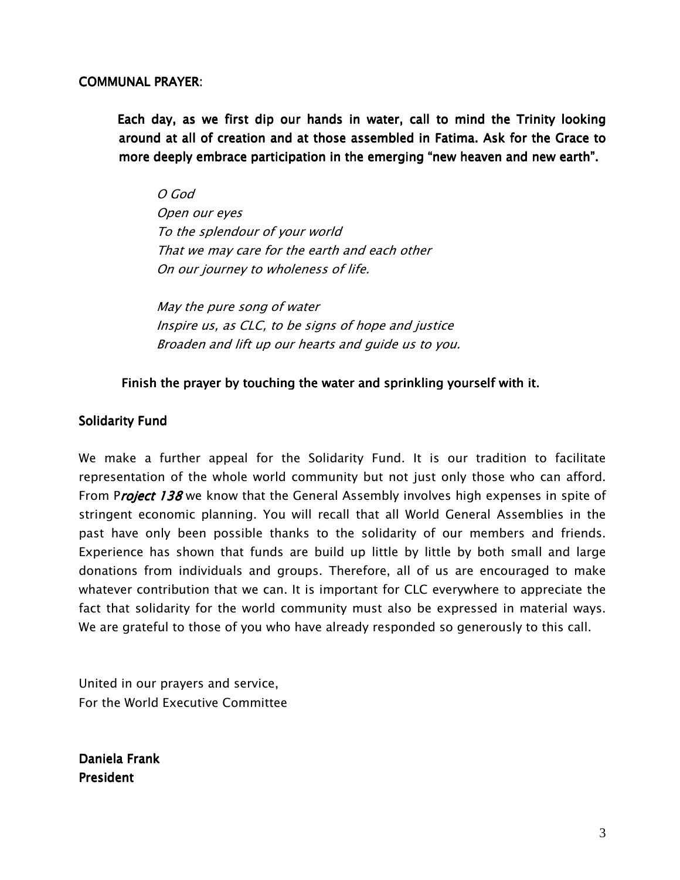**COMMUNAL PRAYER**:

**Each day, as we first dip our hands in water, call to mind the Trinity looking around at all of creation and at those assembled in Fatima. Ask for the Grace to more deeply embrace participation in the emerging "new heaven and new earth".**

*O God*
*Open our eyes*
*To the splendour of your world*
*That we may care for the earth and each other*
*On our journey to wholeness of life.*

*May the pure song of water*
*Inspire us, as CLC, to be signs of hope and justice*
*Broaden and lift up our hearts and guide us to you.*

**Finish the prayer by touching the water and sprinkling yourself with it.**

**Solidarity Fund**

We make a further appeal for the Solidarity Fund. It is our tradition to facilitate representation of the whole world community but not just only those who can afford. From P***roject 138*** we know that the General Assembly involves high expenses in spite of stringent economic planning. You will recall that all World General Assemblies in the past have only been possible thanks to the solidarity of our members and friends. Experience has shown that funds are build up little by little by both small and large donations from individuals and groups. Therefore, all of us are encouraged to make whatever contribution that we can. It is important for CLC everywhere to appreciate the fact that solidarity for the world community must also be expressed in material ways. We are grateful to those of you who have already responded so generously to this call.

United in our prayers and service,
For the World Executive Committee

**Daniela Frank**
**President**